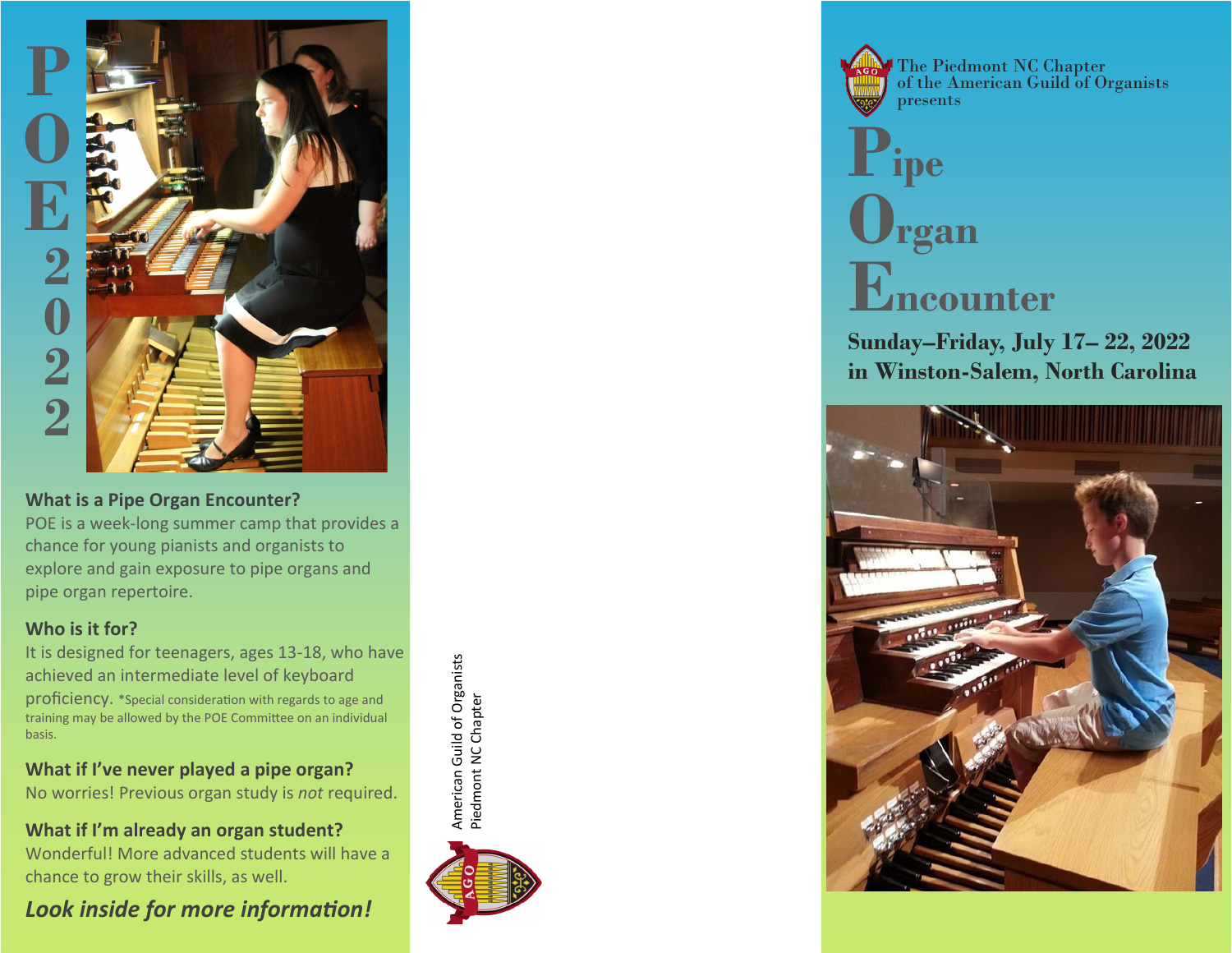# POE 2022

### What is a Pipe Organ Encounter?

POE is a week-long summer camp that provides a chance for young pianists and organists to explore and gain exposure to pipe organs and pipe organ repertoire.

### Who is it for?

It is designed for teenagers, ages 13-18, who have achieved an intermediate level of keyboard proficiency. *Special consideration with regards to age and training may be allowed by the POE Committee on an individual basis.

### What if I've never played a pipe organ?

No worries! Previous organ study is *not* required.

### What if I'm already an organ student?

Wonderful! More advanced students will have a chance to grow their skills, as well.

***Look inside for more information!***

American Guild of Organists
Piedmont NC Chapter

The Piedmont NC Chapter
of the American Guild of Organists
presents

# Pipe Organ Encounter

**Sunday–Friday, July 17– 22, 2022**
**in Winston-Salem, North Carolina**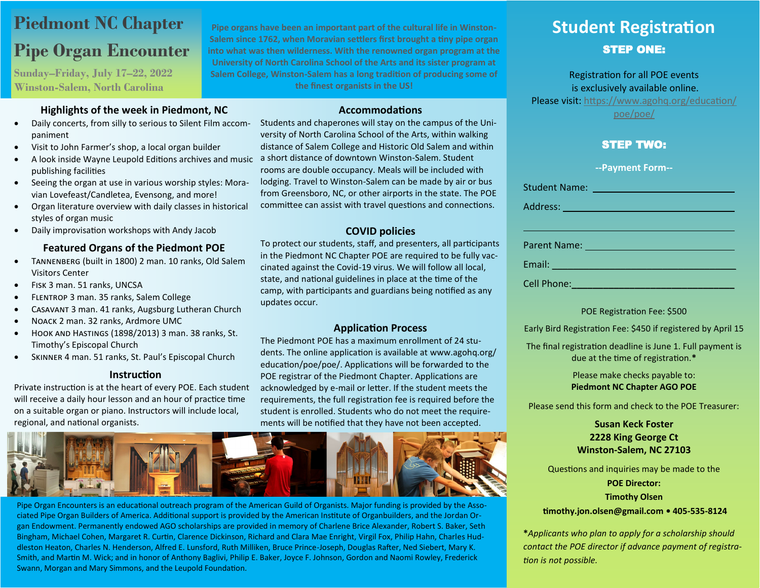# Piedmont NC Chapter

# Pipe Organ Encounter

Sunday–Friday, July 17–22, 2022
Winston-Salem, North Carolina

**Pipe organs have been an important part of the cultural life in Winston-Salem since 1762, when Moravian settlers first brought a tiny pipe organ into what was then wilderness. With the renowned organ program at the University of North Carolina School of the Arts and its sister program at Salem College, Winston-Salem has a long tradition of producing some of the finest organists in the US!**

## Highlights of the week in Piedmont, NC

- Daily concerts, from silly to serious to Silent Film accompaniment
- Visit to John Farmer's shop, a local organ builder
- A look inside Wayne Leupold Editions archives and music publishing facilities
- Seeing the organ at use in various worship styles: Moravian Lovefeast/Candletea, Evensong, and more!
- Organ literature overview with daily classes in historical styles of organ music
- Daily improvisation workshops with Andy Jacob

## Featured Organs of the Piedmont POE

- Tannenberg (built in 1800) 2 man. 10 ranks, Old Salem Visitors Center
- Fisk 3 man. 51 ranks, UNCSA
- Flentrop 3 man. 35 ranks, Salem College
- Casavant 3 man. 41 ranks, Augsburg Lutheran Church
- Noack 2 man. 32 ranks, Ardmore UMC
- Hook and Hastings (1898/2013) 3 man. 38 ranks, St. Timothy's Episcopal Church
- Skinner 4 man. 51 ranks, St. Paul's Episcopal Church

## Instruction

Private instruction is at the heart of every POE. Each student will receive a daily hour lesson and an hour of practice time on a suitable organ or piano. Instructors will include local, regional, and national organists.

## Accommodations

Students and chaperones will stay on the campus of the University of North Carolina School of the Arts, within walking distance of Salem College and Historic Old Salem and within a short distance of downtown Winston-Salem. Student rooms are double occupancy. Meals will be included with lodging. Travel to Winston-Salem can be made by air or bus from Greensboro, NC, or other airports in the state. The POE committee can assist with travel questions and connections.

## COVID policies

To protect our students, staff, and presenters, all participants in the Piedmont NC Chapter POE are required to be fully vaccinated against the Covid-19 virus. We will follow all local, state, and national guidelines in place at the time of the camp, with participants and guardians being notified as any updates occur.

## Application Process

The Piedmont POE has a maximum enrollment of 24 students. The online application is available at www.agohq.org/education/poe/poe/. Applications will be forwarded to the POE registrar of the Piedmont Chapter. Applications are acknowledged by e-mail or letter. If the student meets the requirements, the full registration fee is required before the student is enrolled. Students who do not meet the requirements will be notified that they have not been accepted.

Pipe Organ Encounters is an educational outreach program of the American Guild of Organists. Major funding is provided by the Associated Pipe Organ Builders of America. Additional support is provided by the American Institute of Organbuilders, and the Jordan Organ Endowment. Permanently endowed AGO scholarships are provided in memory of Charlene Brice Alexander, Robert S. Baker, Seth Bingham, Michael Cohen, Margaret R. Curtin, Clarence Dickinson, Richard and Clara Mae Enright, Virgil Fox, Philip Hahn, Charles Huddleston Heaton, Charles N. Henderson, Alfred E. Lunsford, Ruth Milliken, Bruce Prince-Joseph, Douglas Rafter, Ned Siebert, Mary K. Smith, and Martin M. Wick; and in honor of Anthony Baglivi, Philip E. Baker, Joyce F. Johnson, Gordon and Naomi Rowley, Frederick Swann, Morgan and Mary Simmons, and the Leupold Foundation.

# Student Registration

## STEP ONE:

Registration for all POE events is exclusively available online.
Please visit: https://www.agohq.org/education/poe/poe/

## STEP TWO:

**--Payment Form--**

Student Name: ______________________________

Address: ______________________________

______________________________

Parent Name: ______________________________

Email: ______________________________

Cell Phone: ______________________________

POE Registration Fee: $500

Early Bird Registration Fee: $450 if registered by April 15

The final registration deadline is June 1. Full payment is due at the time of registration.*

Please make checks payable to:
**Piedmont NC Chapter AGO POE**

Please send this form and check to the POE Treasurer:

**Susan Keck Foster**
**2228 King George Ct**
**Winston-Salem, NC 27103**

Questions and inquiries may be made to the
**POE Director:**
**Timothy Olsen**
**timothy.jon.olsen@gmail.com • 405-535-8124**

*\*Applicants who plan to apply for a scholarship should contact the POE director if advance payment of registration is not possible.*